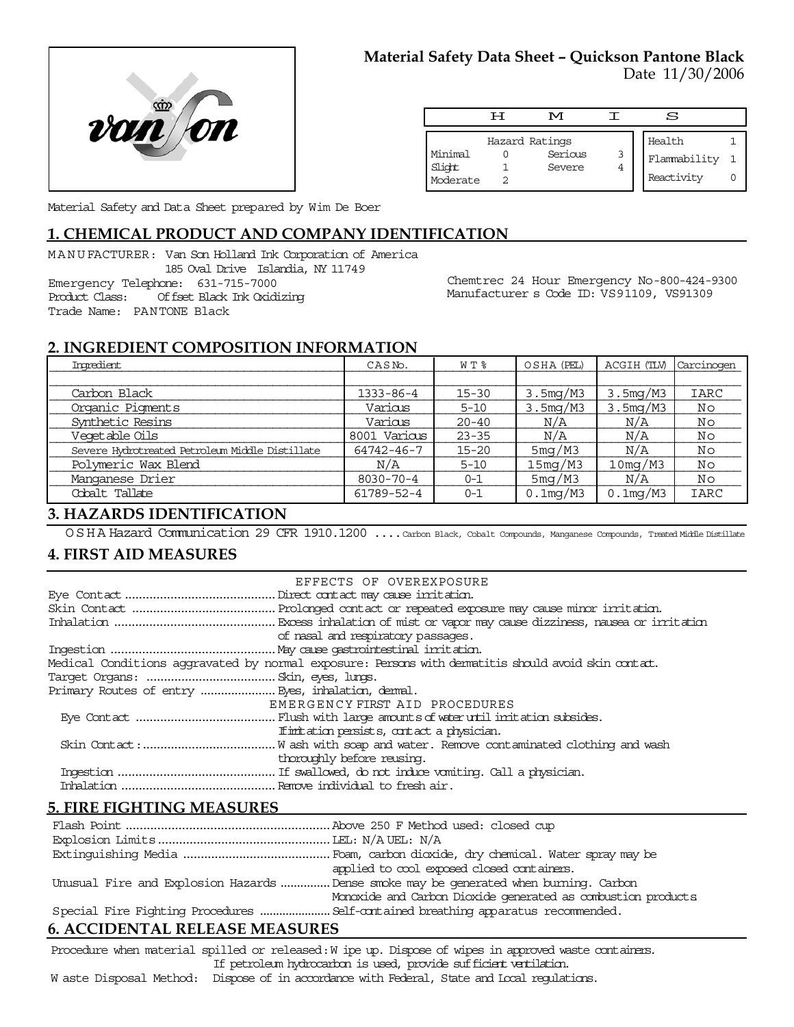## Material Safety Data Sheet – Quickson Pantone Black

Date 11/30/2006

| H | M | I | S |
|---|---|---|---|
| Hazard Ratings | | Health | 1 |
| Minimal 0 | Serious 3 | Flammability | 1 |
| Slight 1 | Severe 4 | Reactivity | 0 |
| Moderate 2 | | | |

Material Safety and Data Sheet prepared by Wim De Boer

## 1. CHEMICAL PRODUCT AND COMPANY IDENTIFICATION

MANUFACTURER: Van Son Holland Ink Corporation of America
185 Oval Drive Islandia, NY 11749
Emergency Telephone: 631-715-7000
Product Class: Offset Black Ink Oxidizing
Trade Name: PANTONE Black

Chemtrec 24 Hour Emergency No-800-424-9300
Manufacturer s Code ID: VS91109, VS91309

## 2. INGREDIENT COMPOSITION INFORMATION

| Ingredient | CAS No. | W T % | OSHA (PEL) | ACGIH (TLV) | Carcinogen |
|---|---|---|---|---|---|
| Carbon Black | 1333-86-4 | 15-30 | 3.5mg/M3 | 3.5mg/M3 | IARC |
| Organic Pigments | Various | 5-10 | 3.5mg/M3 | 3.5mg/M3 | No |
| Synthetic Resins | Various | 20-40 | N/A | N/A | No |
| Vegetable Oils | 8001 Various | 23-35 | N/A | N/A | No |
| Severe Hydrotreated Petroleum Middle Distillate | 64742-46-7 | 15-20 | 5mg/M3 | N/A | No |
| Polymeric Wax Blend | N/A | 5-10 | 15mg/M3 | 10mg/M3 | No |
| Manganese Drier | 8030-70-4 | 0-1 | 5mg/M3 | N/A | No |
| Cobalt Tallate | 61789-52-4 | 0-1 | 0.1mg/M3 | 0.1mg/M3 | IARC |

## 3. HAZARDS IDENTIFICATION

OSHA Hazard Communication 29 CFR 1910.1200 .... Carbon Black, Cobalt Compounds, Manganese Compounds, Treated Middle Distillate

## 4. FIRST AID MEASURES

EFFECTS OF OVEREXPOSURE

Eye Contact .......... Direct contact may cause irritation.
Skin Contact .......... Prolonged contact or repeated exposure may cause minor irritation.
Inhalation .......... Excess inhalation of mist or vapor may cause dizziness, nausea or irritation of nasal and respiratory passages.
Ingestion .......... May cause gastrointestinal irritation.
Medical Conditions aggravated by normal exposure: Persons with dermatitis should avoid skin contact.
Target Organs: .......... Skin, eyes, lungs.
Primary Routes of entry .......... Eyes, inhalation, dermal.

EMERGENCY FIRST AID PROCEDURES

Eye Contact .......... Flush with large amounts of water until irritation subsides. If irritation persists, contact a physician.
Skin Contact: .......... Wash with soap and water. Remove contaminated clothing and wash thoroughly before reusing.
Ingestion .......... If swallowed, do not induce vomiting. Call a physician.
Inhalation .......... Remove individual to fresh air.

## 5. FIRE FIGHTING MEASURES

Flash Point .......... Above 250 F Method used: closed cup
Explosion Limits .......... LEL: N/A UEL: N/A
Extinguishing Media .......... Foam, carbon dioxide, dry chemical. Water spray may be applied to cool exposed closed containers.
Unusual Fire and Explosion Hazards .......... Dense smoke may be generated when burning. Carbon Monoxide and Carbon Dioxide generated as combustion products
Special Fire Fighting Procedures .......... Self-contained breathing apparatus recommended.

## 6. ACCIDENTAL RELEASE MEASURES

Procedure when material spilled or released: Wipe up. Dispose of wipes in approved waste containers. If petroleum hydrocarbon is used, provide sufficient ventilation.
Waste Disposal Method: Dispose of in accordance with Federal, State and Local regulations.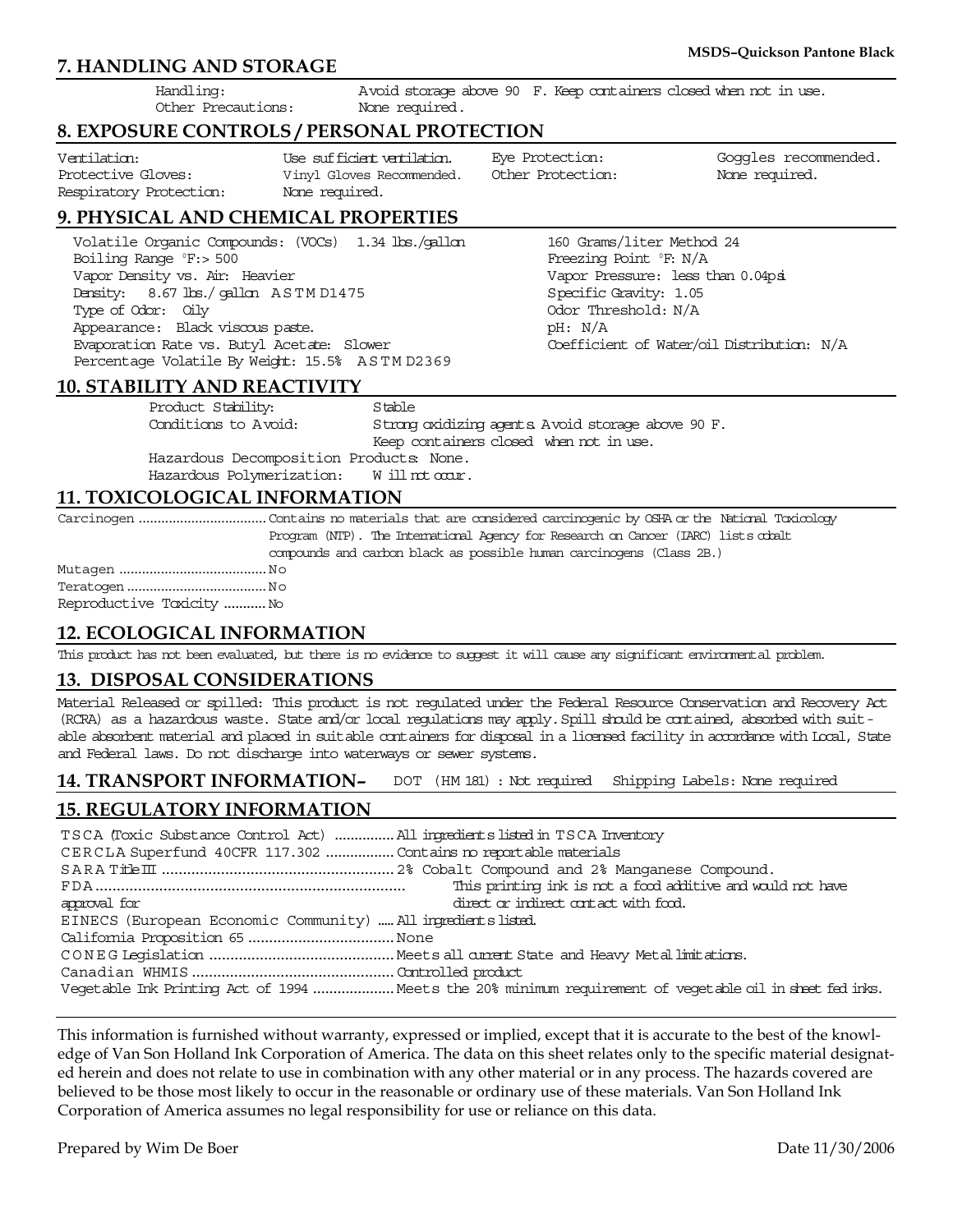## 7. HANDLING AND STORAGE

| | |
|---|---|
| Handling: | Avoid storage above 90 F. Keep containers closed when not in use. |
| Other Precautions: | None required. |

## 8. EXPOSURE CONTROLS / PERSONAL PROTECTION

| | | | |
|---|---|---|---|
| Ventilation: | Use sufficient ventilation. | Eye Protection: | Goggles recommended. |
| Protective Gloves: | Vinyl Gloves Recommended. | Other Protection: | None required. |
| Respiratory Protection: | None required. | | |

## 9. PHYSICAL AND CHEMICAL PROPERTIES

Volatile Organic Compounds: (VOCs) 1.34 lbs./gallon 160 Grams/liter Method 24
Boiling Range °F:> 500
Vapor Density vs. Air: Heavier
Density: 8.67 lbs./gallon ASTM D1475
Type of Odor: Oily
Appearance: Black viscous paste.
Evaporation Rate vs. Butyl Acetate: Slower
Percentage Volatile By Weight: 15.5% ASTM D2369
Freezing Point °F: N/A
Vapor Pressure: less than 0.04psi
Specific Gravity: 1.05
Odor Threshold: N/A
pH: N/A
Coefficient of Water/oil Distribution: N/A

## 10. STABILITY AND REACTIVITY

Product Stability: Stable
Conditions to Avoid: Strong oxidizing agents. Avoid storage above 90 F. Keep containers closed when not in use.
Hazardous Decomposition Products: None.
Hazardous Polymerization: Will not occur.

## 11. TOXICOLOGICAL INFORMATION

Carcinogen ................................. Contains no materials that are considered carcinogenic by OSHA or the National Toxicology Program (NTP). The International Agency for Research on Cancer (IARC) lists cobalt compounds and carbon black as possible human carcinogens (Class 2B.)
Mutagen ...................................... No
Teratogen .................................... No
Reproductive Toxicity ........... No

## 12. ECOLOGICAL INFORMATION

This product has not been evaluated, but there is no evidence to suggest it will cause any significant environmental problem.

## 13. DISPOSAL CONSIDERATIONS

Material Released or spilled: This product is not regulated under the Federal Resource Conservation and Recovery Act (RCRA) as a hazardous waste. State and/or local regulations may apply. Spill should be contained, absorbed with suitable absorbent material and placed in suitable containers for disposal in a licensed facility in accordance with Local, State and Federal laws. Do not discharge into waterways or sewer systems.

## 14. TRANSPORT INFORMATION– DOT (HM 181) : Not required Shipping Labels: None required

## 15. REGULATORY INFORMATION

TSCA (Toxic Substance Control Act) ............... All ingredients listed in TSCA Inventory
CERCLA Superfund 40CFR 117.302 ................ Contains no reportable materials
SARA Title III ....................................................... 2% Cobalt Compound and 2% Manganese Compound.
FDA ......................................................................... This printing ink is not a food additive and would not have approval for direct or indirect contact with food.
EINECS (European Economic Community) ..... All ingredients listed.
California Proposition 65 .................................. None
CONEG Legislation ........................................... Meets all current State and Heavy Metal limitations.
Canadian WHMIS ............................................... Controlled product
Vegetable Ink Printing Act of 1994 ................... Meets the 20% minimum requirement of vegetable oil in sheet fed inks.

This information is furnished without warranty, expressed or implied, except that it is accurate to the best of the knowledge of Van Son Holland Ink Corporation of America. The data on this sheet relates only to the specific material designated herein and does not relate to use in combination with any other material or in any process. The hazards covered are believed to be those most likely to occur in the reasonable or ordinary use of these materials. Van Son Holland Ink Corporation of America assumes no legal responsibility for use or reliance on this data.

Prepared by Wim De Boer

Date 11/30/2006